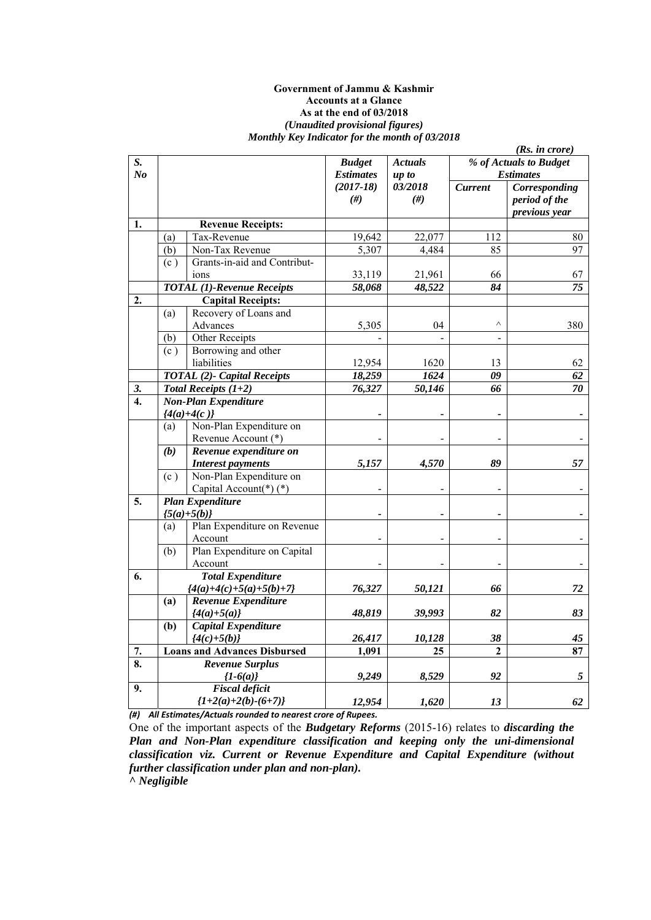**Government of Jammu & Kashmir**
**Accounts at a Glance**
**As at the end of 03/2018**
***(Unaudited provisional figures)***
***Monthly Key Indicator for the month of 03/2018***

***(Rs. in crore)***

| *S. No* | | | *Budget Estimates (2017-18) (#)* | *Actuals up to 03/2018 (#)* | *% of Actuals to Budget Estimates* | |
|---|---|---|---|---|---|---|
| | | | | | *Current* | *Corresponding period of the previous year* |
| **1.** | **Revenue Receipts:** | | | | | |
| | (a) | Tax-Revenue | 19,642 | 22,077 | 112 | 80 |
| | (b) | Non-Tax Revenue | 5,307 | 4,484 | 85 | 97 |
| | (c ) | Grants-in-aid and Contributions | 33,119 | 21,961 | 66 | 67 |
| | ***TOTAL (1)-Revenue Receipts*** | | ***58,068*** | ***48,522*** | ***84*** | ***75*** |
| **2.** | **Capital Receipts:** | | | | | |
| | (a) | Recovery of Loans and Advances | 5,305 | 04 | ^ | 380 |
| | (b) | Other Receipts | - | - | - | |
| | (c ) | Borrowing and other liabilities | 12,954 | 1620 | 13 | 62 |
| | ***TOTAL (2)- Capital Receipts*** | | ***18,259*** | ***1624*** | ***09*** | ***62*** |
| ***3.*** | ***Total Receipts (1+2)*** | | ***76,327*** | ***50,146*** | ***66*** | ***70*** |
| **4.** | ***Non-Plan Expenditure {4(a)+4(c )}*** | | - | - | - | - |
| | (a) | Non-Plan Expenditure on Revenue Account (*) | - | - | - | - |
| | ***(b)*** | ***Revenue expenditure on Interest payments*** | ***5,157*** | ***4,570*** | ***89*** | ***57*** |
| | (c ) | Non-Plan Expenditure on Capital Account(*) (*) | - | - | - | - |
| **5.** | ***Plan Expenditure {5(a)+5(b)}*** | | - | - | - | - |
| | (a) | Plan Expenditure on Revenue Account | - | - | - | - |
| | (b) | Plan Expenditure on Capital Account | - | - | - | - |
| **6.** | ***Total Expenditure {4(a)+4(c)+5(a)+5(b)+7}*** | | ***76,327*** | ***50,121*** | ***66*** | ***72*** |
| | **(a)** | ***Revenue Expenditure {4(a)+5(a)}*** | ***48,819*** | ***39,993*** | ***82*** | ***83*** |
| | **(b)** | ***Capital Expenditure {4(c)+5(b)}*** | ***26,417*** | ***10,128*** | ***38*** | ***45*** |
| **7.** | **Loans and Advances Disbursed** | | **1,091** | **25** | **2** | **87** |
| **8.** | ***Revenue Surplus {1-6(a)}*** | | ***9,249*** | ***8,529*** | ***92*** | ***5*** |
| **9.** | ***Fiscal deficit {1+2(a)+2(b)-(6+7)}*** | | ***12,954*** | ***1,620*** | ***13*** | ***62*** |

***(#) All Estimates/Actuals rounded to nearest crore of Rupees.***

One of the important aspects of the ***Budgetary Reforms*** (2015-16) relates to ***discarding the Plan and Non-Plan expenditure classification and keeping only the uni-dimensional classification viz. Current or Revenue Expenditure and Capital Expenditure (without further classification under plan and non-plan).***

***^ Negligible***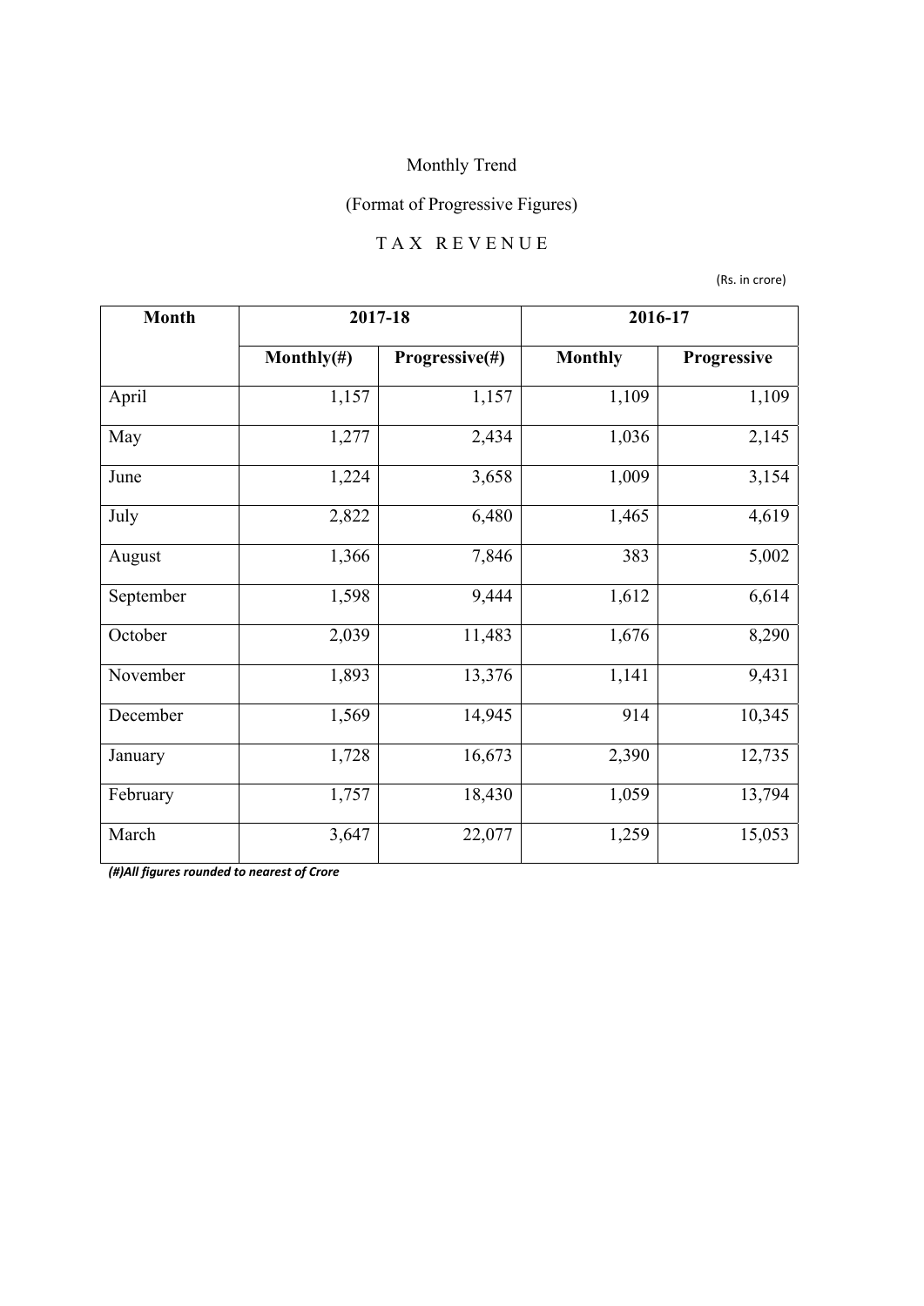Monthly Trend

(Format of Progressive Figures)

T A X  R E V E N U E

(Rs. in crore)

| Month | 2017-18 | | 2016-17 | |
|---|---|---|---|---|
| | Monthly(#) | Progressive(#) | Monthly | Progressive |
| April | 1,157 | 1,157 | 1,109 | 1,109 |
| May | 1,277 | 2,434 | 1,036 | 2,145 |
| June | 1,224 | 3,658 | 1,009 | 3,154 |
| July | 2,822 | 6,480 | 1,465 | 4,619 |
| August | 1,366 | 7,846 | 383 | 5,002 |
| September | 1,598 | 9,444 | 1,612 | 6,614 |
| October | 2,039 | 11,483 | 1,676 | 8,290 |
| November | 1,893 | 13,376 | 1,141 | 9,431 |
| December | 1,569 | 14,945 | 914 | 10,345 |
| January | 1,728 | 16,673 | 2,390 | 12,735 |
| February | 1,757 | 18,430 | 1,059 | 13,794 |
| March | 3,647 | 22,077 | 1,259 | 15,053 |

***(#)All figures rounded to nearest of Crore***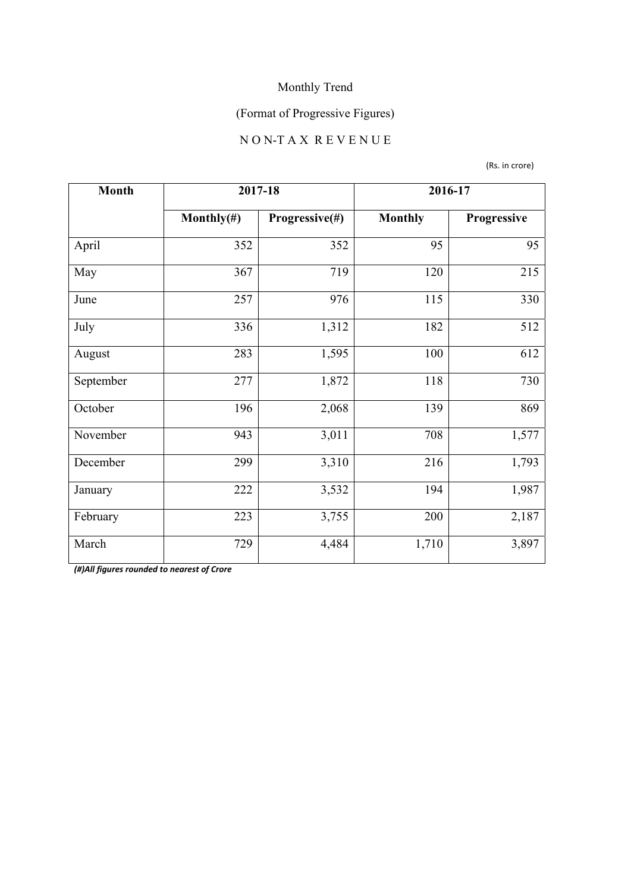Monthly Trend

(Format of Progressive Figures)

N O N-T A X R E V E N U E

(Rs. in crore)

| Month | 2017-18 | | 2016-17 | |
|---|---|---|---|---|
| | Monthly(#) | Progressive(#) | Monthly | Progressive |
| April | 352 | 352 | 95 | 95 |
| May | 367 | 719 | 120 | 215 |
| June | 257 | 976 | 115 | 330 |
| July | 336 | 1,312 | 182 | 512 |
| August | 283 | 1,595 | 100 | 612 |
| September | 277 | 1,872 | 118 | 730 |
| October | 196 | 2,068 | 139 | 869 |
| November | 943 | 3,011 | 708 | 1,577 |
| December | 299 | 3,310 | 216 | 1,793 |
| January | 222 | 3,532 | 194 | 1,987 |
| February | 223 | 3,755 | 200 | 2,187 |
| March | 729 | 4,484 | 1,710 | 3,897 |

*(#)All figures rounded to nearest of Crore*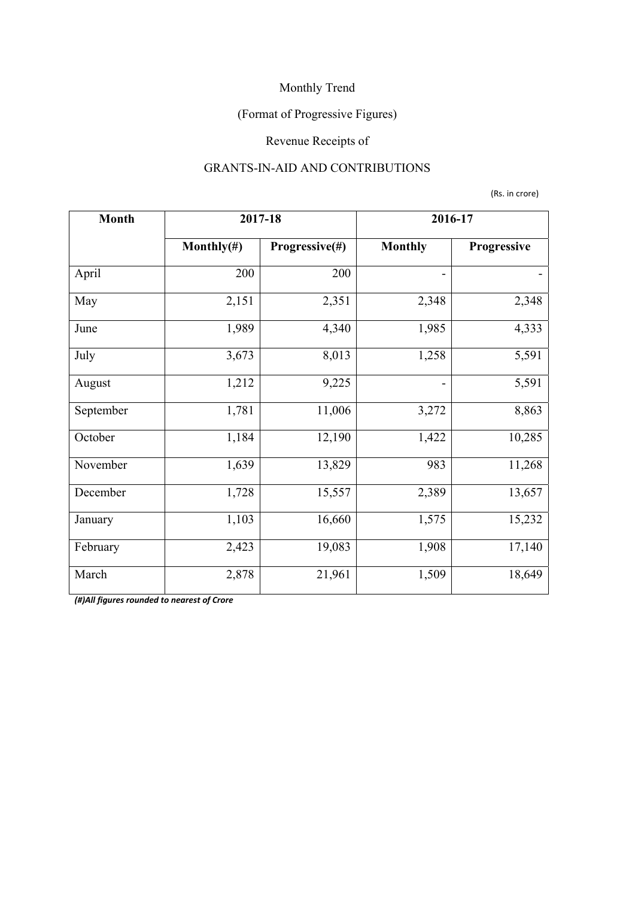Monthly Trend

(Format of Progressive Figures)

Revenue Receipts of

GRANTS-IN-AID AND CONTRIBUTIONS

(Rs. in crore)

| Month | 2017-18 | | 2016-17 | |
|---|---|---|---|---|
| | Monthly(#) | Progressive(#) | Monthly | Progressive |
| April | 200 | 200 | - | - |
| May | 2,151 | 2,351 | 2,348 | 2,348 |
| June | 1,989 | 4,340 | 1,985 | 4,333 |
| July | 3,673 | 8,013 | 1,258 | 5,591 |
| August | 1,212 | 9,225 | - | 5,591 |
| September | 1,781 | 11,006 | 3,272 | 8,863 |
| October | 1,184 | 12,190 | 1,422 | 10,285 |
| November | 1,639 | 13,829 | 983 | 11,268 |
| December | 1,728 | 15,557 | 2,389 | 13,657 |
| January | 1,103 | 16,660 | 1,575 | 15,232 |
| February | 2,423 | 19,083 | 1,908 | 17,140 |
| March | 2,878 | 21,961 | 1,509 | 18,649 |

***(#)All figures rounded to nearest of Crore***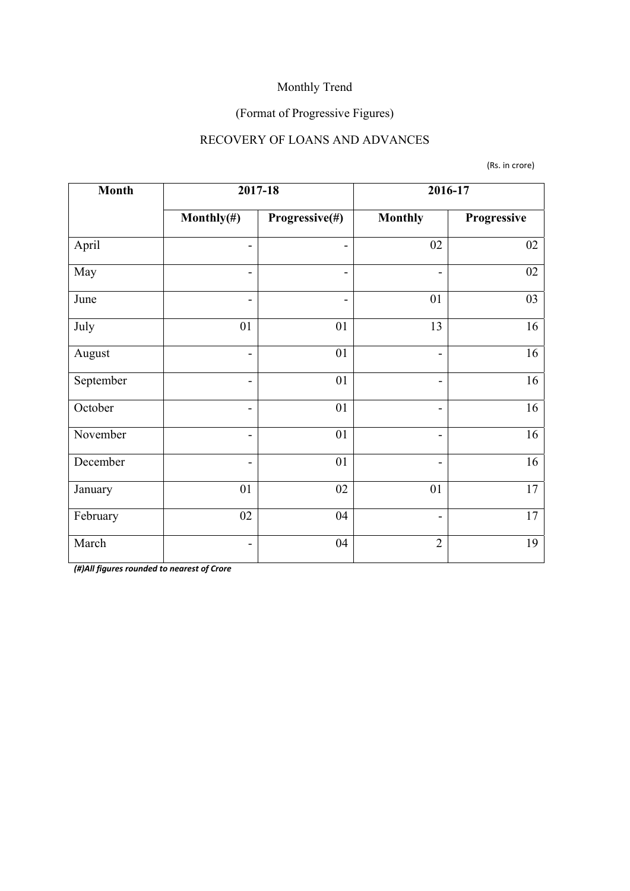Monthly Trend

(Format of Progressive Figures)

RECOVERY OF LOANS AND ADVANCES

(Rs. in crore)

| Month | 2017-18 | | 2016-17 | |
|---|---|---|---|---|
| | Monthly(#) | Progressive(#) | Monthly | Progressive |
| April | - | - | 02 | 02 |
| May | - | - | - | 02 |
| June | - | - | 01 | 03 |
| July | 01 | 01 | 13 | 16 |
| August | - | 01 | - | 16 |
| September | - | 01 | - | 16 |
| October | - | 01 | - | 16 |
| November | - | 01 | - | 16 |
| December | - | 01 | - | 16 |
| January | 01 | 02 | 01 | 17 |
| February | 02 | 04 | - | 17 |
| March | - | 04 | 2 | 19 |

*(#)All figures rounded to nearest of Crore*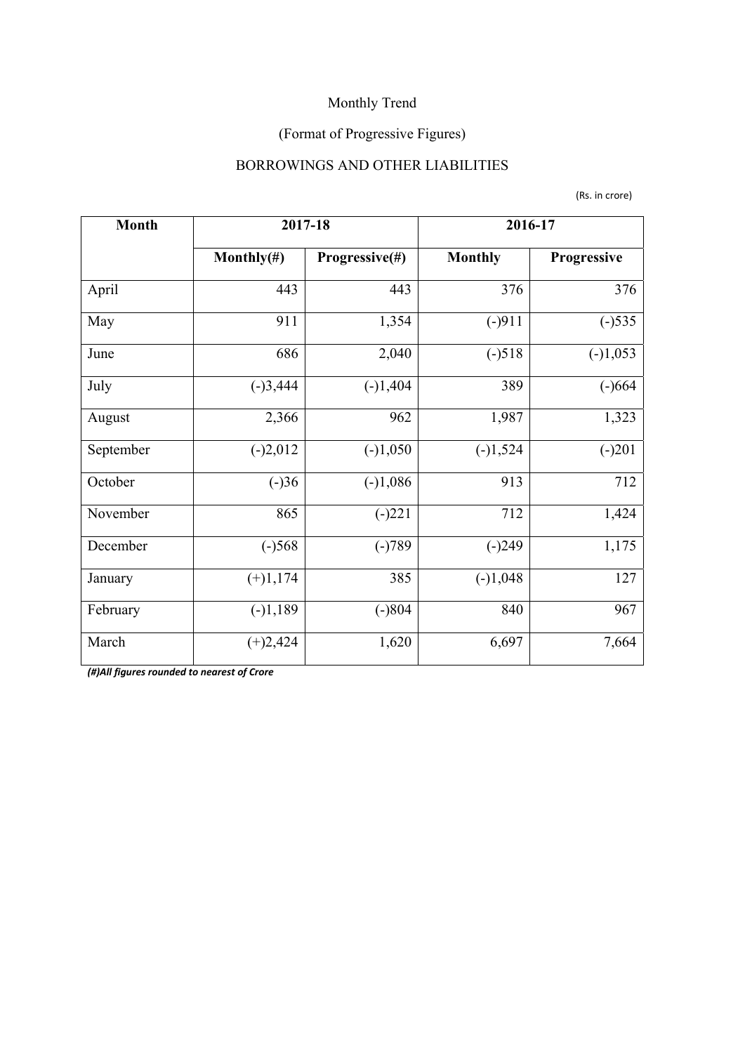Monthly Trend

(Format of Progressive Figures)

BORROWINGS AND OTHER LIABILITIES

(Rs. in crore)

| Month | 2017-18 | | 2016-17 | |
|---|---|---|---|---|
| | Monthly(#) | Progressive(#) | Monthly | Progressive |
| April | 443 | 443 | 376 | 376 |
| May | 911 | 1,354 | (-)911 | (-)535 |
| June | 686 | 2,040 | (-)518 | (-)1,053 |
| July | (-)3,444 | (-)1,404 | 389 | (-)664 |
| August | 2,366 | 962 | 1,987 | 1,323 |
| September | (-)2,012 | (-)1,050 | (-)1,524 | (-)201 |
| October | (-)36 | (-)1,086 | 913 | 712 |
| November | 865 | (-)221 | 712 | 1,424 |
| December | (-)568 | (-)789 | (-)249 | 1,175 |
| January | (+)1,174 | 385 | (-)1,048 | 127 |
| February | (-)1,189 | (-)804 | 840 | 967 |
| March | (+)2,424 | 1,620 | 6,697 | 7,664 |

*(#)All figures rounded to nearest of Crore*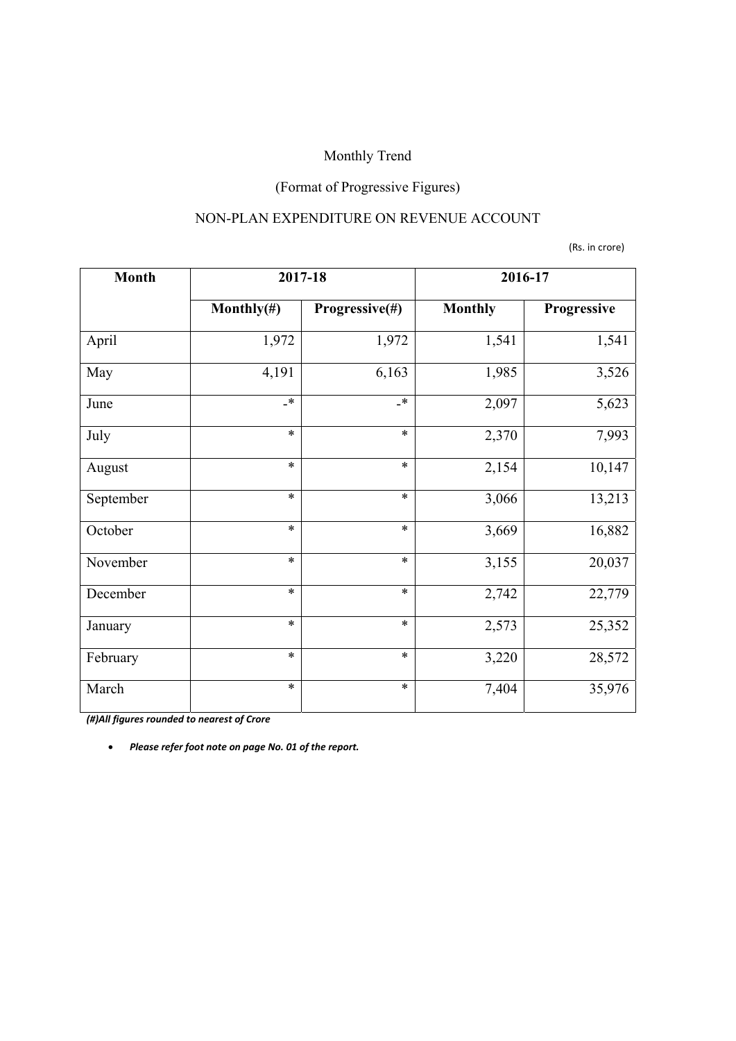Monthly Trend

(Format of Progressive Figures)

NON-PLAN EXPENDITURE ON REVENUE ACCOUNT

(Rs. in crore)

| Month | 2017-18 | | 2016-17 | |
|---|---|---|---|---|
| | Monthly(#) | Progressive(#) | Monthly | Progressive |
| April | 1,972 | 1,972 | 1,541 | 1,541 |
| May | 4,191 | 6,163 | 1,985 | 3,526 |
| June | -* | -* | 2,097 | 5,623 |
| July | * | * | 2,370 | 7,993 |
| August | * | * | 2,154 | 10,147 |
| September | * | * | 3,066 | 13,213 |
| October | * | * | 3,669 | 16,882 |
| November | * | * | 3,155 | 20,037 |
| December | * | * | 2,742 | 22,779 |
| January | * | * | 2,573 | 25,352 |
| February | * | * | 3,220 | 28,572 |
| March | * | * | 7,404 | 35,976 |

***(#)All figures rounded to nearest of Crore***

- ***Please refer foot note on page No. 01 of the report.***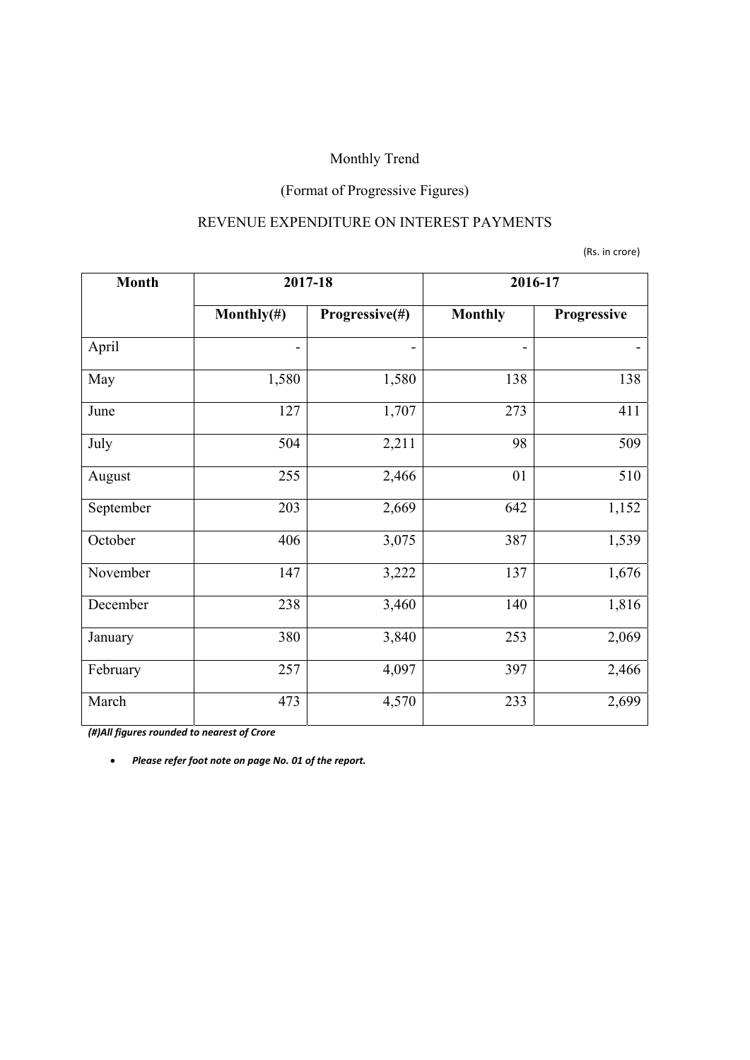Monthly Trend

(Format of Progressive Figures)

REVENUE EXPENDITURE ON INTEREST PAYMENTS

(Rs. in crore)

| Month | 2017-18 | | 2016-17 | |
|---|---|---|---|---|
| | Monthly(#) | Progressive(#) | Monthly | Progressive |
| April | - | - | - | - |
| May | 1,580 | 1,580 | 138 | 138 |
| June | 127 | 1,707 | 273 | 411 |
| July | 504 | 2,211 | 98 | 509 |
| August | 255 | 2,466 | 01 | 510 |
| September | 203 | 2,669 | 642 | 1,152 |
| October | 406 | 3,075 | 387 | 1,539 |
| November | 147 | 3,222 | 137 | 1,676 |
| December | 238 | 3,460 | 140 | 1,816 |
| January | 380 | 3,840 | 253 | 2,069 |
| February | 257 | 4,097 | 397 | 2,466 |
| March | 473 | 4,570 | 233 | 2,699 |

***(#)All figures rounded to nearest of Crore***

- ***Please refer foot note on page No. 01 of the report.***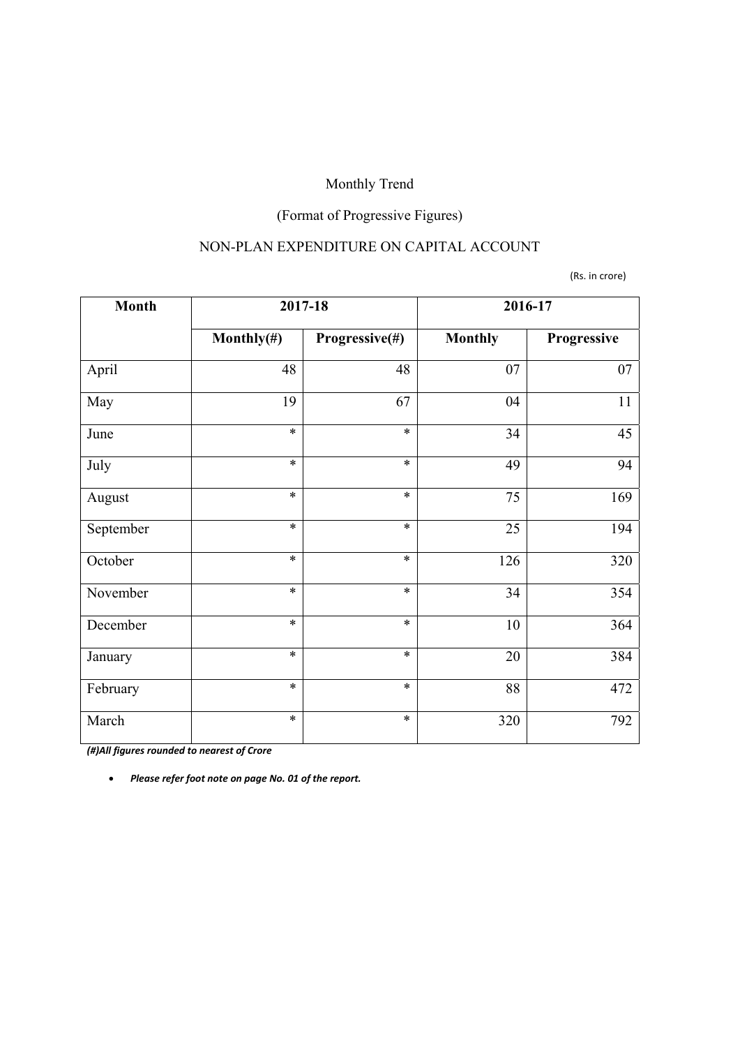Monthly Trend

(Format of Progressive Figures)

NON-PLAN EXPENDITURE ON CAPITAL ACCOUNT

(Rs. in crore)

| Month | 2017-18 | | 2016-17 | |
|---|---|---|---|---|
| | Monthly(#) | Progressive(#) | Monthly | Progressive |
| April | 48 | 48 | 07 | 07 |
| May | 19 | 67 | 04 | 11 |
| June | * | * | 34 | 45 |
| July | * | * | 49 | 94 |
| August | * | * | 75 | 169 |
| September | * | * | 25 | 194 |
| October | * | * | 126 | 320 |
| November | * | * | 34 | 354 |
| December | * | * | 10 | 364 |
| January | * | * | 20 | 384 |
| February | * | * | 88 | 472 |
| March | * | * | 320 | 792 |

***(#)All figures rounded to nearest of Crore***

- ***Please refer foot note on page No. 01 of the report.***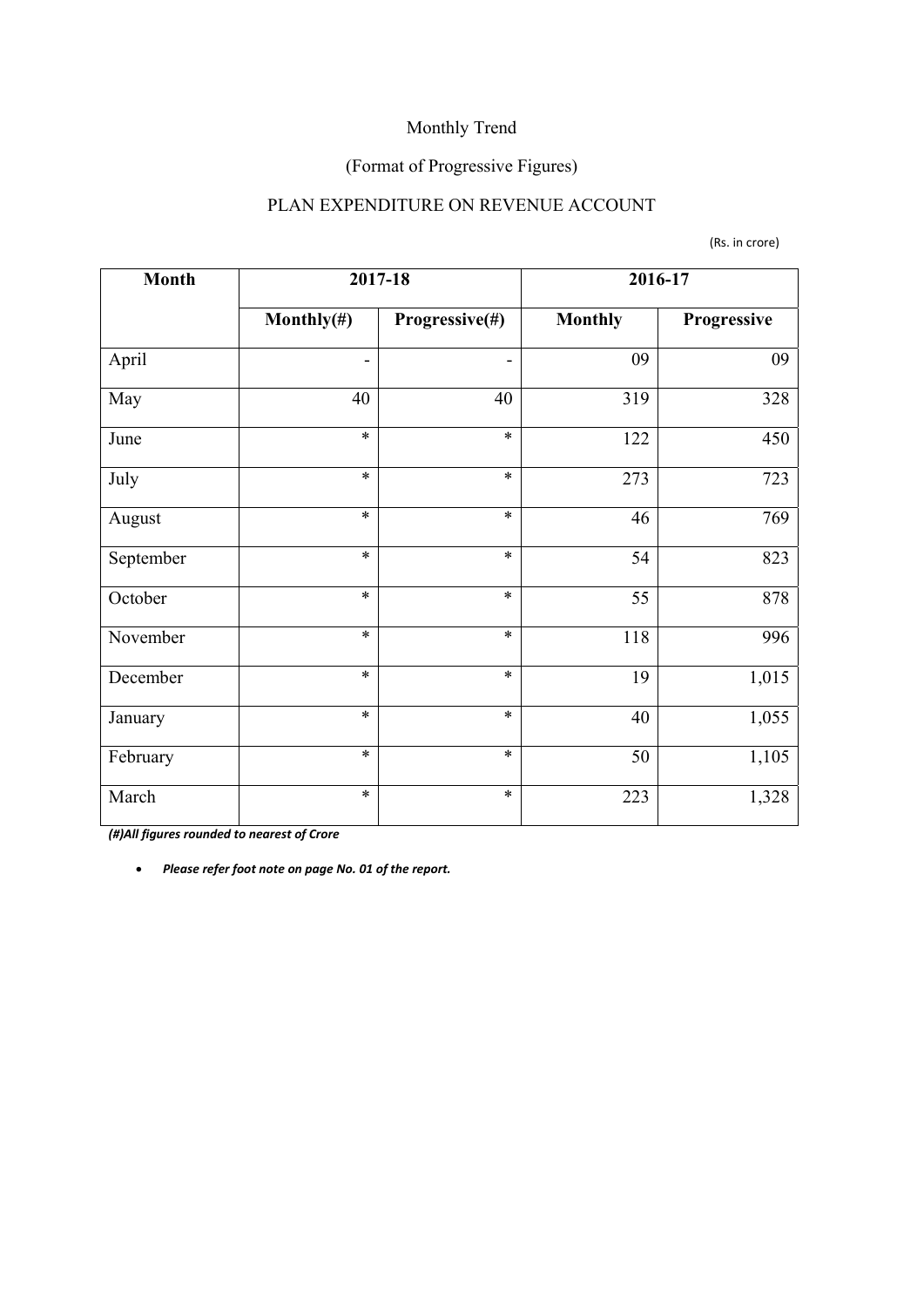Monthly Trend

(Format of Progressive Figures)

PLAN EXPENDITURE ON REVENUE ACCOUNT

(Rs. in crore)

| Month | 2017-18 | | 2016-17 | |
|---|---|---|---|---|
| | Monthly(#) | Progressive(#) | Monthly | Progressive |
| April | - | - | 09 | 09 |
| May | 40 | 40 | 319 | 328 |
| June | * | * | 122 | 450 |
| July | * | * | 273 | 723 |
| August | * | * | 46 | 769 |
| September | * | * | 54 | 823 |
| October | * | * | 55 | 878 |
| November | * | * | 118 | 996 |
| December | * | * | 19 | 1,015 |
| January | * | * | 40 | 1,055 |
| February | * | * | 50 | 1,105 |
| March | * | * | 223 | 1,328 |

*(#)All figures rounded to nearest of Crore*

- *Please refer foot note on page No. 01 of the report.*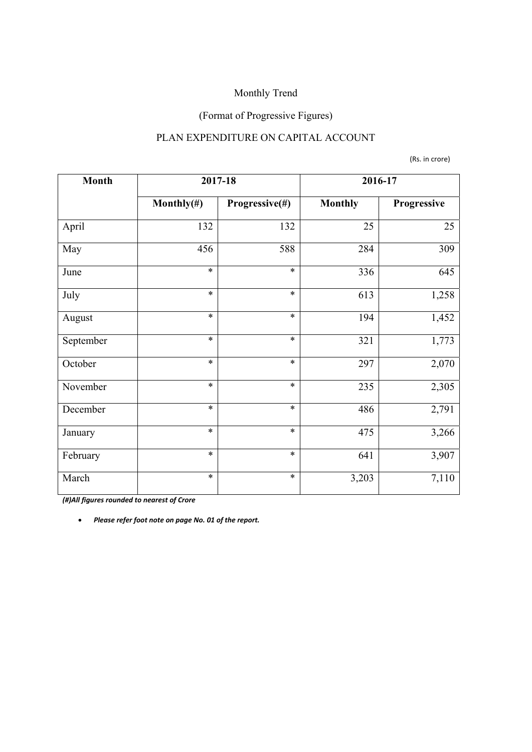Monthly Trend

(Format of Progressive Figures)

PLAN EXPENDITURE ON CAPITAL ACCOUNT

(Rs. in crore)

| Month | 2017-18 | | 2016-17 | |
|---|---|---|---|---|
| | Monthly(#) | Progressive(#) | Monthly | Progressive |
| April | 132 | 132 | 25 | 25 |
| May | 456 | 588 | 284 | 309 |
| June | * | * | 336 | 645 |
| July | * | * | 613 | 1,258 |
| August | * | * | 194 | 1,452 |
| September | * | * | 321 | 1,773 |
| October | * | * | 297 | 2,070 |
| November | * | * | 235 | 2,305 |
| December | * | * | 486 | 2,791 |
| January | * | * | 475 | 3,266 |
| February | * | * | 641 | 3,907 |
| March | * | * | 3,203 | 7,110 |

*(#)All figures rounded to nearest of Crore*

- *Please refer foot note on page No. 01 of the report.*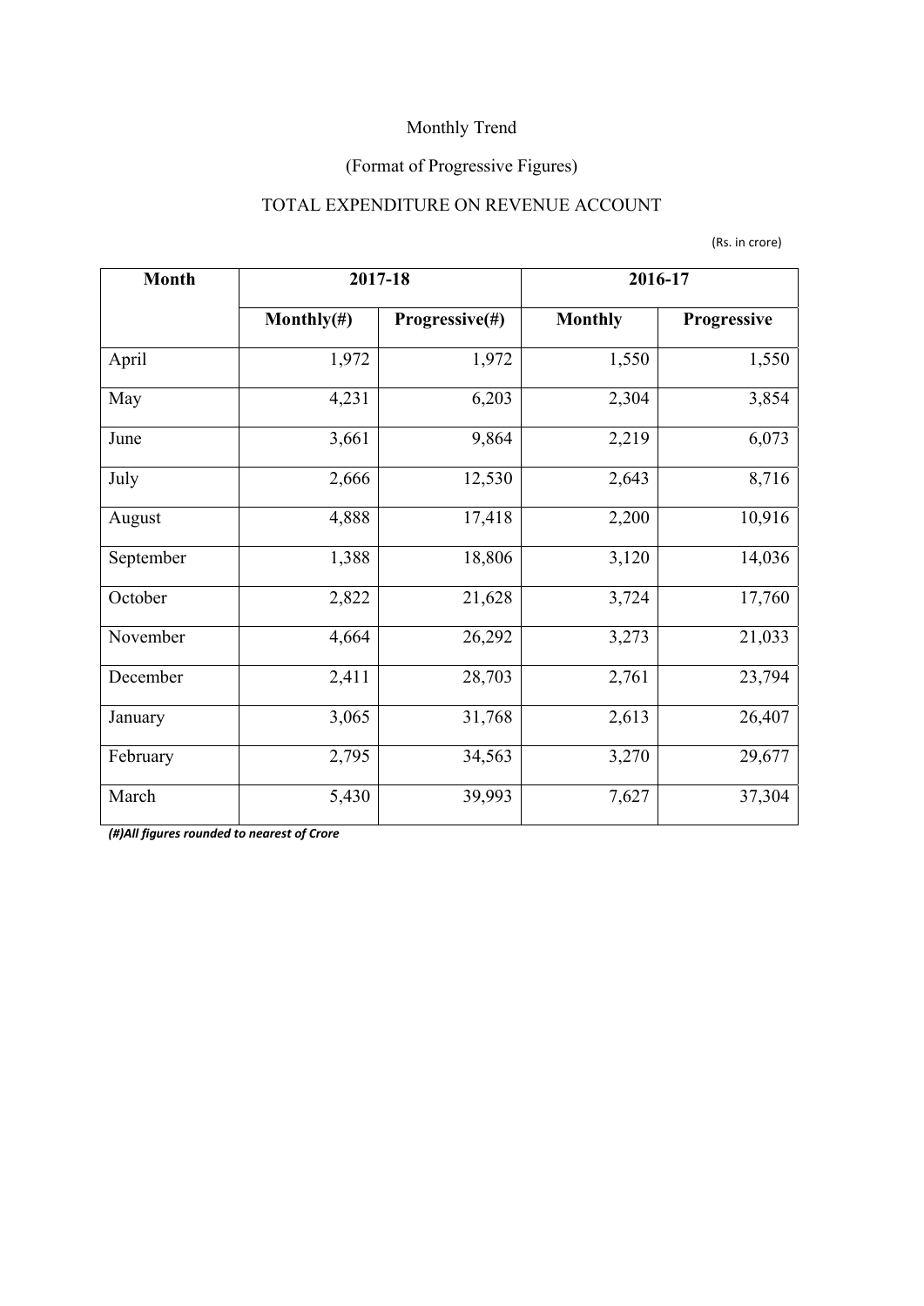Monthly Trend

(Format of Progressive Figures)

TOTAL EXPENDITURE ON REVENUE ACCOUNT

(Rs. in crore)

| Month | 2017-18 | | 2016-17 | |
|---|---|---|---|---|
| | Monthly(#) | Progressive(#) | Monthly | Progressive |
| April | 1,972 | 1,972 | 1,550 | 1,550 |
| May | 4,231 | 6,203 | 2,304 | 3,854 |
| June | 3,661 | 9,864 | 2,219 | 6,073 |
| July | 2,666 | 12,530 | 2,643 | 8,716 |
| August | 4,888 | 17,418 | 2,200 | 10,916 |
| September | 1,388 | 18,806 | 3,120 | 14,036 |
| October | 2,822 | 21,628 | 3,724 | 17,760 |
| November | 4,664 | 26,292 | 3,273 | 21,033 |
| December | 2,411 | 28,703 | 2,761 | 23,794 |
| January | 3,065 | 31,768 | 2,613 | 26,407 |
| February | 2,795 | 34,563 | 3,270 | 29,677 |
| March | 5,430 | 39,993 | 7,627 | 37,304 |

***(#)All figures rounded to nearest of Crore***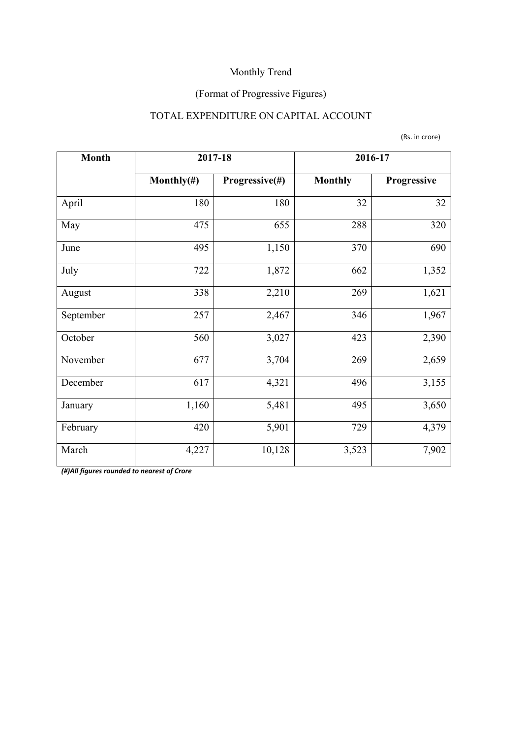Monthly Trend

(Format of Progressive Figures)

TOTAL EXPENDITURE ON CAPITAL ACCOUNT

(Rs. in crore)

| Month | 2017-18 | | 2016-17 | |
|---|---|---|---|---|
| | Monthly(#) | Progressive(#) | Monthly | Progressive |
| April | 180 | 180 | 32 | 32 |
| May | 475 | 655 | 288 | 320 |
| June | 495 | 1,150 | 370 | 690 |
| July | 722 | 1,872 | 662 | 1,352 |
| August | 338 | 2,210 | 269 | 1,621 |
| September | 257 | 2,467 | 346 | 1,967 |
| October | 560 | 3,027 | 423 | 2,390 |
| November | 677 | 3,704 | 269 | 2,659 |
| December | 617 | 4,321 | 496 | 3,155 |
| January | 1,160 | 5,481 | 495 | 3,650 |
| February | 420 | 5,901 | 729 | 4,379 |
| March | 4,227 | 10,128 | 3,523 | 7,902 |

*(#)All figures rounded to nearest of Crore*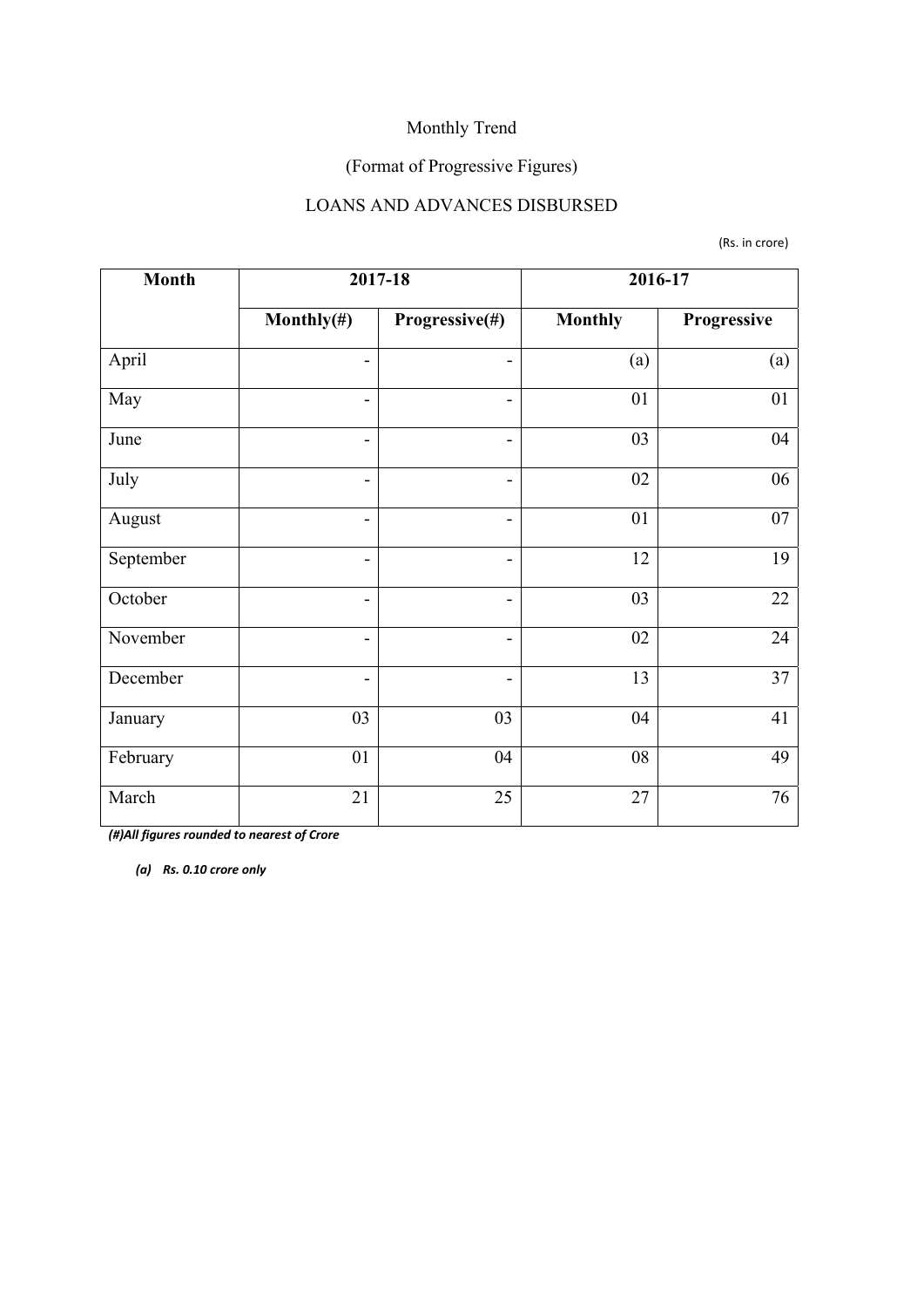Monthly Trend

(Format of Progressive Figures)

LOANS AND ADVANCES DISBURSED

(Rs. in crore)

| Month | 2017-18 | | 2016-17 | |
|---|---|---|---|---|
| | Monthly(#) | Progressive(#) | Monthly | Progressive |
| April | - | - | (a) | (a) |
| May | - | - | 01 | 01 |
| June | - | - | 03 | 04 |
| July | - | - | 02 | 06 |
| August | - | - | 01 | 07 |
| September | - | - | 12 | 19 |
| October | - | - | 03 | 22 |
| November | - | - | 02 | 24 |
| December | - | - | 13 | 37 |
| January | 03 | 03 | 04 | 41 |
| February | 01 | 04 | 08 | 49 |
| March | 21 | 25 | 27 | 76 |

***(#)All figures rounded to nearest of Crore***

***(a) Rs. 0.10 crore only***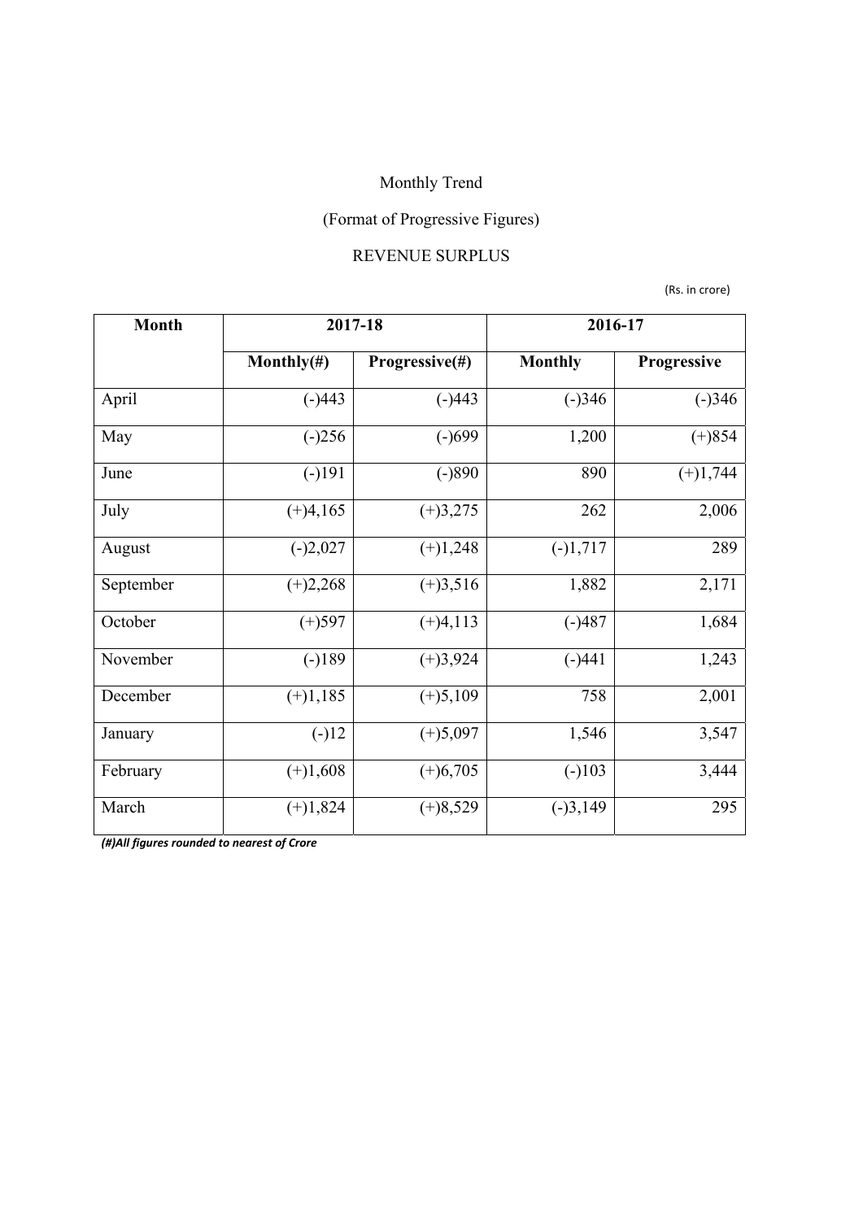Monthly Trend

(Format of Progressive Figures)

REVENUE SURPLUS

(Rs. in crore)

| Month | 2017-18 | | 2016-17 | |
|---|---|---|---|---|
| | Monthly(#) | Progressive(#) | Monthly | Progressive |
| April | (-)443 | (-)443 | (-)346 | (-)346 |
| May | (-)256 | (-)699 | 1,200 | (+)854 |
| June | (-)191 | (-)890 | 890 | (+)1,744 |
| July | (+)4,165 | (+)3,275 | 262 | 2,006 |
| August | (-)2,027 | (+)1,248 | (-)1,717 | 289 |
| September | (+)2,268 | (+)3,516 | 1,882 | 2,171 |
| October | (+)597 | (+)4,113 | (-)487 | 1,684 |
| November | (-)189 | (+)3,924 | (-)441 | 1,243 |
| December | (+)1,185 | (+)5,109 | 758 | 2,001 |
| January | (-)12 | (+)5,097 | 1,546 | 3,547 |
| February | (+)1,608 | (+)6,705 | (-)103 | 3,444 |
| March | (+)1,824 | (+)8,529 | (-)3,149 | 295 |

***(#)All figures rounded to nearest of Crore***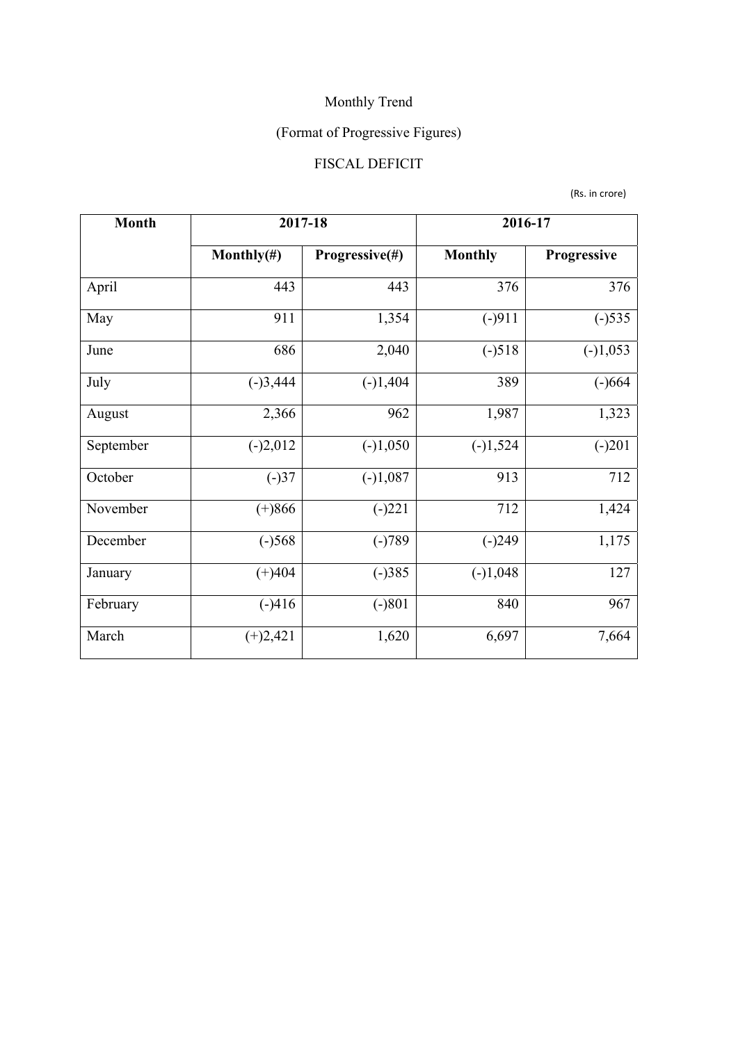Monthly Trend

(Format of Progressive Figures)

FISCAL DEFICIT

(Rs. in crore)

| Month | 2017-18 | | 2016-17 | |
|---|---|---|---|---|
| | Monthly(#) | Progressive(#) | Monthly | Progressive |
| April | 443 | 443 | 376 | 376 |
| May | 911 | 1,354 | (-)911 | (-)535 |
| June | 686 | 2,040 | (-)518 | (-)1,053 |
| July | (-)3,444 | (-)1,404 | 389 | (-)664 |
| August | 2,366 | 962 | 1,987 | 1,323 |
| September | (-)2,012 | (-)1,050 | (-)1,524 | (-)201 |
| October | (-)37 | (-)1,087 | 913 | 712 |
| November | (+)866 | (-)221 | 712 | 1,424 |
| December | (-)568 | (-)789 | (-)249 | 1,175 |
| January | (+)404 | (-)385 | (-)1,048 | 127 |
| February | (-)416 | (-)801 | 840 | 967 |
| March | (+)2,421 | 1,620 | 6,697 | 7,664 |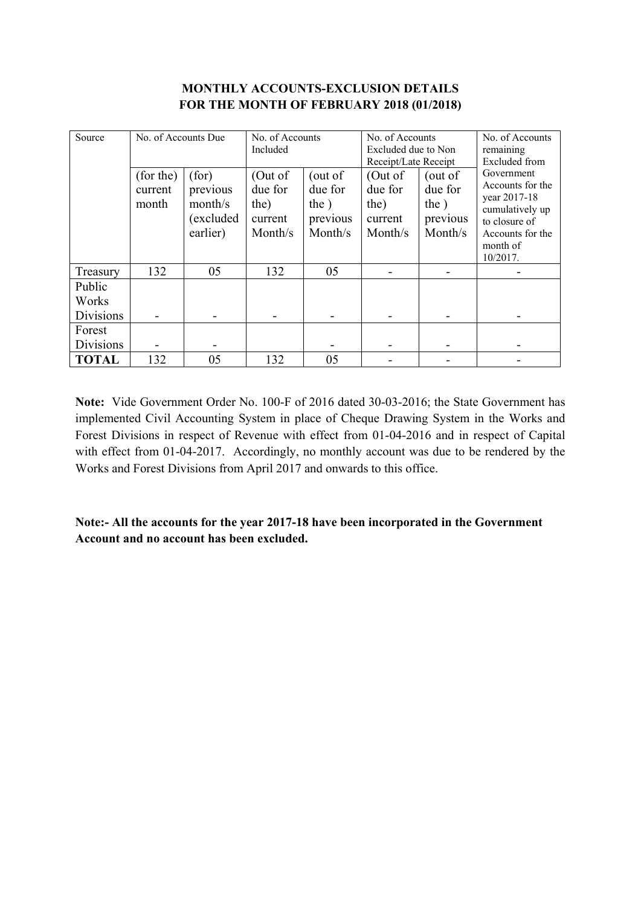**MONTHLY ACCOUNTS-EXCLUSION DETAILS**
**FOR THE MONTH OF FEBRUARY 2018 (01/2018)**

| Source | No. of Accounts Due | | No. of Accounts Included | | No. of Accounts Excluded due to Non Receipt/Late Receipt | | No. of Accounts remaining Excluded from Government Accounts for the year 2017-18 cumulatively up to closure of Accounts for the month of 10/2017. |
|---|---|---|---|---|---|---|---|
| | (for the) current month | (for) previous month/s (excluded earlier) | (Out of due for the) current Month/s | (out of due for the ) previous Month/s | (Out of due for the) current Month/s | (out of due for the ) previous Month/s | |
| Treasury | 132 | 05 | 132 | 05 | - | - | - |
| Public Works Divisions | - | - | - | - | - | - | - |
| Forest Divisions | - | - | | - | - | - | - |
| **TOTAL** | 132 | 05 | 132 | 05 | - | - | - |

**Note:** Vide Government Order No. 100-F of 2016 dated 30-03-2016; the State Government has implemented Civil Accounting System in place of Cheque Drawing System in the Works and Forest Divisions in respect of Revenue with effect from 01-04-2016 and in respect of Capital with effect from 01-04-2017. Accordingly, no monthly account was due to be rendered by the Works and Forest Divisions from April 2017 and onwards to this office.

**Note:- All the accounts for the year 2017-18 have been incorporated in the Government Account and no account has been excluded.**